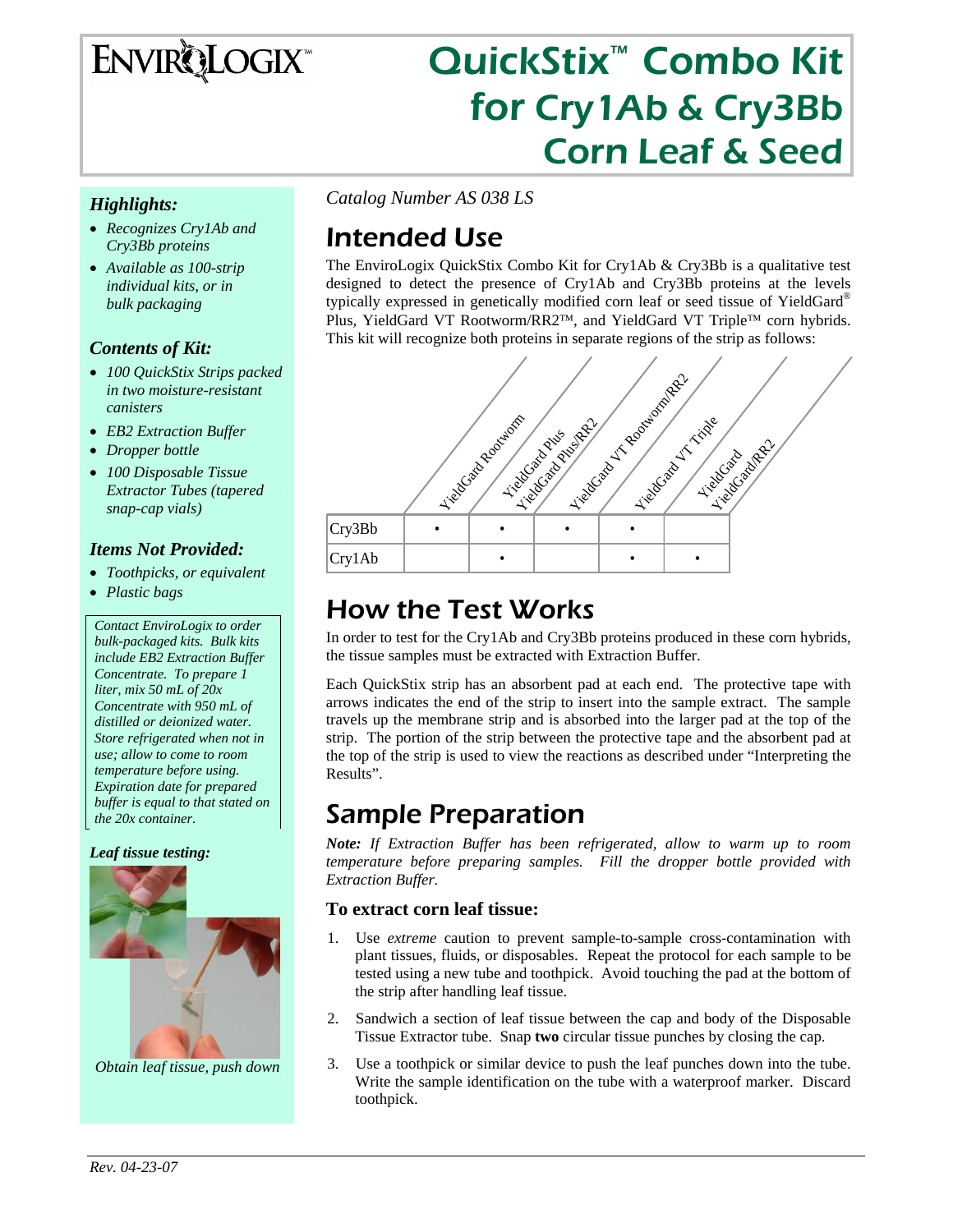# EnviroLogix™

# QuickStix™ Combo Kit for Cry1Ab & Cry3Bb Corn Leaf & Seed

### *Highlights:*

- *Recognizes Cry1Ab and Cry3Bb proteins*
- *Available as 100-strip individual kits, or in bulk packaging*

### *Contents of Kit:*

- *100 QuickStix Strips packed in two moisture-resistant canisters*
- *EB2 Extraction Buffer*
- *Dropper bottle*
- *100 Disposable Tissue Extractor Tubes (tapered snap-cap vials)*

### *Items Not Provided:*

- *Toothpicks, or equivalent*
- *Plastic bags*

*Contact EnviroLogix to order bulk-packaged kits. Bulk kits include EB2 Extraction Buffer Concentrate. To prepare 1 liter, mix 50 mL of 20x Concentrate with 950 mL of distilled or deionized water. Store refrigerated when not in use; allow to come to room temperature before using. Expiration date for prepared buffer is equal to that stated on the 20x container.*

### *Leaf tissue testing:*

*Obtain leaf tissue, push down*

*Catalog Number AS 038 LS*

## Intended Use

The EnviroLogix QuickStix Combo Kit for Cry1Ab & Cry3Bb is a qualitative test designed to detect the presence of Cry1Ab and Cry3Bb proteins at the levels typically expressed in genetically modified corn leaf or seed tissue of YieldGard® Plus, YieldGard VT Rootworm/RR2™, and YieldGard VT Triple™ corn hybrids. This kit will recognize both proteins in separate regions of the strip as follows:

| | YieldGard Rootworm | YieldGard Plus YieldGard Plus/RR2 | YieldGard VT Rootworm/RR2 | YieldGard VT Triple | YieldGard YieldGard/RR2 |
|---|---|---|---|---|---|
| Cry3Bb | • | • | • | • | |
| Cry1Ab | | • | | • | • |

## How the Test Works

In order to test for the Cry1Ab and Cry3Bb proteins produced in these corn hybrids, the tissue samples must be extracted with Extraction Buffer.

Each QuickStix strip has an absorbent pad at each end. The protective tape with arrows indicates the end of the strip to insert into the sample extract. The sample travels up the membrane strip and is absorbed into the larger pad at the top of the strip. The portion of the strip between the protective tape and the absorbent pad at the top of the strip is used to view the reactions as described under "Interpreting the Results".

## Sample Preparation

***Note:** If Extraction Buffer has been refrigerated, allow to warm up to room temperature before preparing samples. Fill the dropper bottle provided with Extraction Buffer.*

### To extract corn leaf tissue:

1. Use *extreme* caution to prevent sample-to-sample cross-contamination with plant tissues, fluids, or disposables. Repeat the protocol for each sample to be tested using a new tube and toothpick. Avoid touching the pad at the bottom of the strip after handling leaf tissue.
2. Sandwich a section of leaf tissue between the cap and body of the Disposable Tissue Extractor tube. Snap **two** circular tissue punches by closing the cap.
3. Use a toothpick or similar device to push the leaf punches down into the tube. Write the sample identification on the tube with a waterproof marker. Discard toothpick.

*Rev. 04-23-07*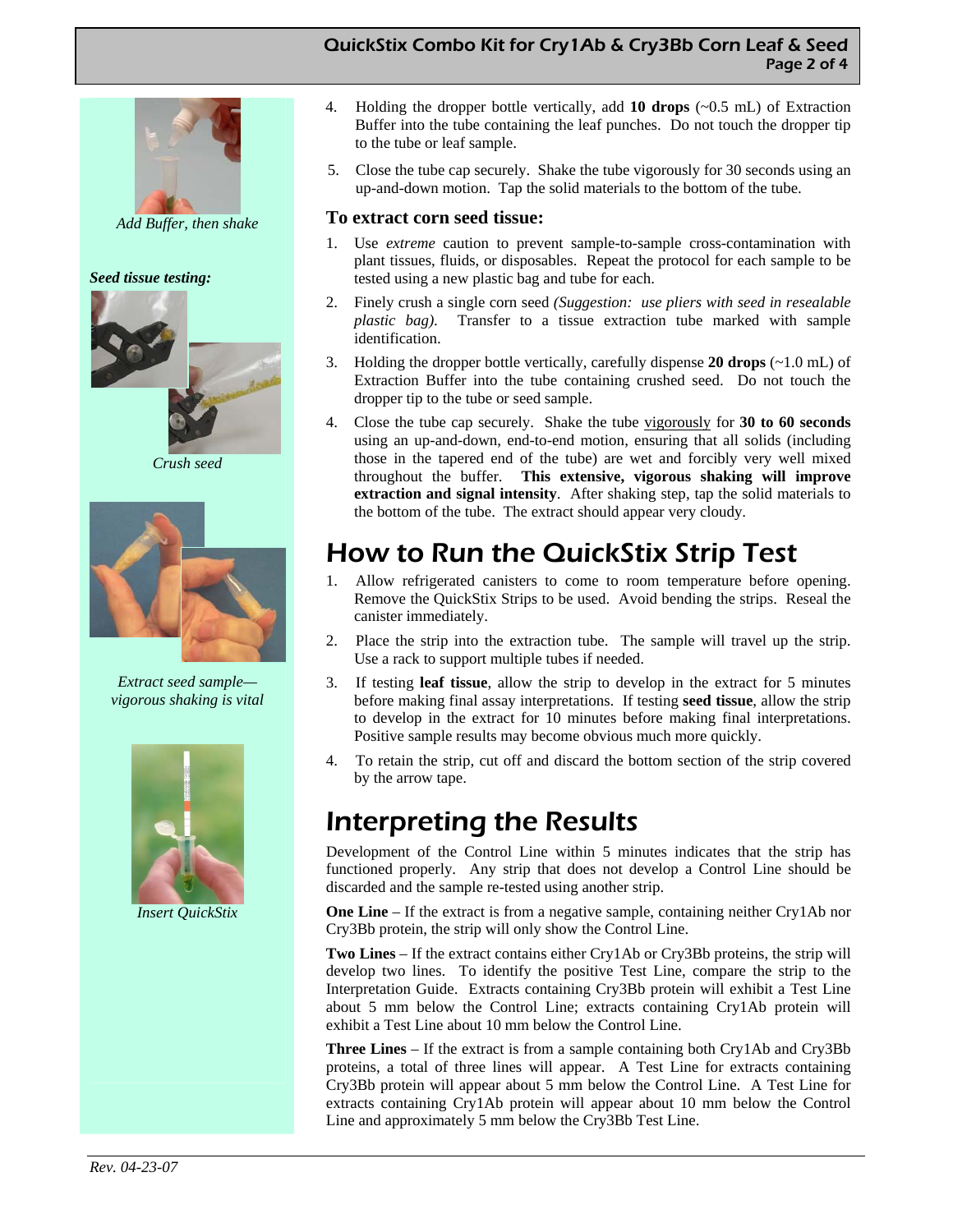*Add Buffer, then shake*

4. Holding the dropper bottle vertically, add **10 drops** (~0.5 mL) of Extraction Buffer into the tube containing the leaf punches. Do not touch the dropper tip to the tube or leaf sample.
5. Close the tube cap securely. Shake the tube vigorously for 30 seconds using an up-and-down motion. Tap the solid materials to the bottom of the tube.

***Seed tissue testing:***

*Crush seed*

*Extract seed sample—vigorous shaking is vital*

*Insert QuickStix*

### To extract corn seed tissue:

1. Use *extreme* caution to prevent sample-to-sample cross-contamination with plant tissues, fluids, or disposables. Repeat the protocol for each sample to be tested using a new plastic bag and tube for each.
2. Finely crush a single corn seed *(Suggestion: use pliers with seed in resealable plastic bag)*. Transfer to a tissue extraction tube marked with sample identification.
3. Holding the dropper bottle vertically, carefully dispense **20 drops** (~1.0 mL) of Extraction Buffer into the tube containing crushed seed. Do not touch the dropper tip to the tube or seed sample.
4. Close the tube cap securely. Shake the tube vigorously for **30 to 60 seconds** using an up-and-down, end-to-end motion, ensuring that all solids (including those in the tapered end of the tube) are wet and forcibly very well mixed throughout the buffer. **This extensive, vigorous shaking will improve extraction and signal intensity**. After shaking step, tap the solid materials to the bottom of the tube. The extract should appear very cloudy.

## How to Run the QuickStix Strip Test

1. Allow refrigerated canisters to come to room temperature before opening. Remove the QuickStix Strips to be used. Avoid bending the strips. Reseal the canister immediately.
2. Place the strip into the extraction tube. The sample will travel up the strip. Use a rack to support multiple tubes if needed.
3. If testing **leaf tissue**, allow the strip to develop in the extract for 5 minutes before making final assay interpretations. If testing **seed tissue**, allow the strip to develop in the extract for 10 minutes before making final interpretations. Positive sample results may become obvious much more quickly.
4. To retain the strip, cut off and discard the bottom section of the strip covered by the arrow tape.

## Interpreting the Results

Development of the Control Line within 5 minutes indicates that the strip has functioned properly. Any strip that does not develop a Control Line should be discarded and the sample re-tested using another strip.

**One Line** – If the extract is from a negative sample, containing neither Cry1Ab nor Cry3Bb protein, the strip will only show the Control Line.

**Two Lines** – If the extract contains either Cry1Ab or Cry3Bb proteins, the strip will develop two lines. To identify the positive Test Line, compare the strip to the Interpretation Guide. Extracts containing Cry3Bb protein will exhibit a Test Line about 5 mm below the Control Line; extracts containing Cry1Ab protein will exhibit a Test Line about 10 mm below the Control Line.

**Three Lines** – If the extract is from a sample containing both Cry1Ab and Cry3Bb proteins, a total of three lines will appear. A Test Line for extracts containing Cry3Bb protein will appear about 5 mm below the Control Line. A Test Line for extracts containing Cry1Ab protein will appear about 10 mm below the Control Line and approximately 5 mm below the Cry3Bb Test Line.

*Rev. 04-23-07*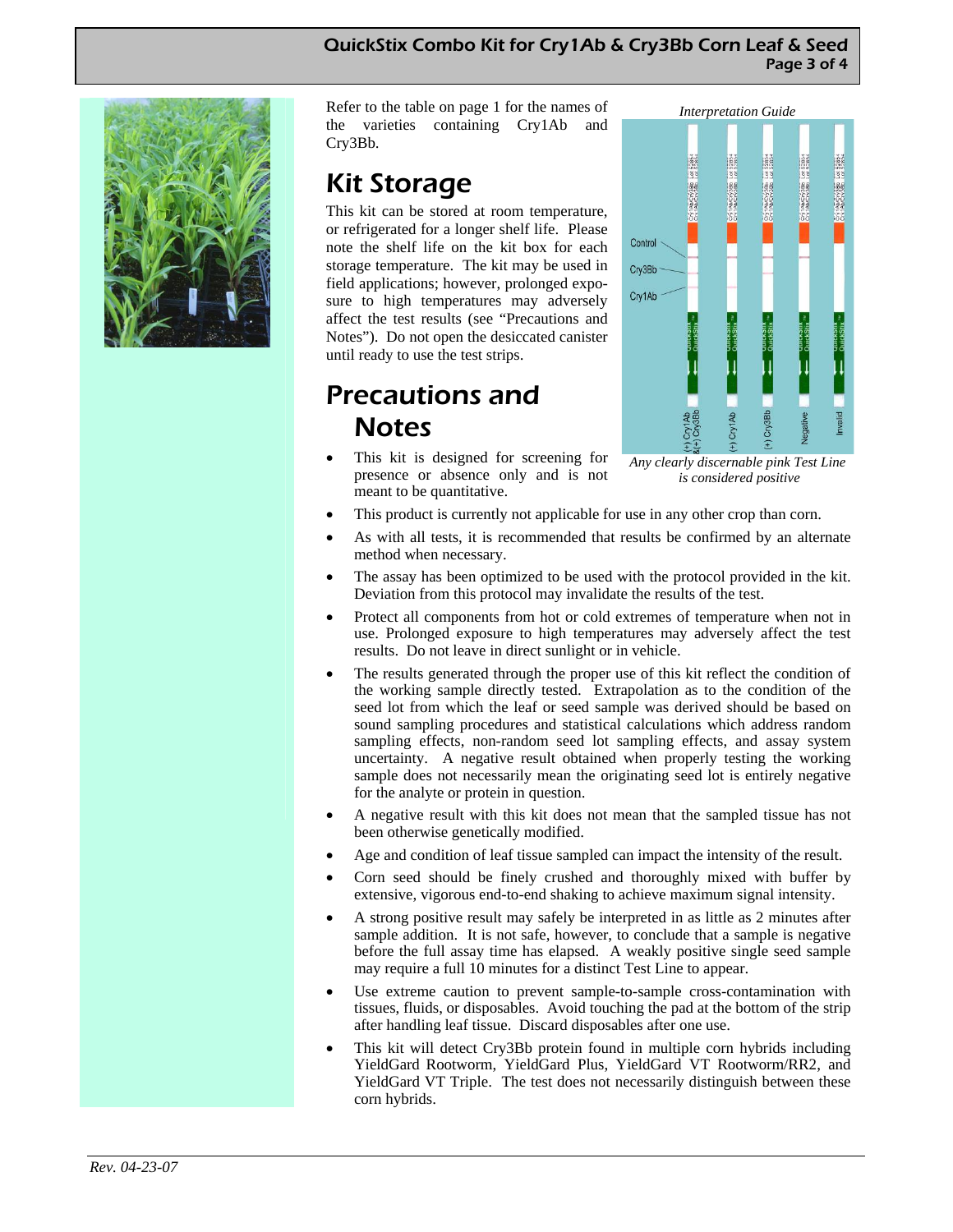Refer to the table on page 1 for the names of the varieties containing Cry1Ab and Cry3Bb.

## Kit Storage

This kit can be stored at room temperature, or refrigerated for a longer shelf life. Please note the shelf life on the kit box for each storage temperature. The kit may be used in field applications; however, prolonged exposure to high temperatures may adversely affect the test results (see "Precautions and Notes"). Do not open the desiccated canister until ready to use the test strips.

*Interpretation Guide*

*Any clearly discernable pink Test Line is considered positive*

## Precautions and Notes

- This kit is designed for screening for presence or absence only and is not meant to be quantitative.
- This product is currently not applicable for use in any other crop than corn.
- As with all tests, it is recommended that results be confirmed by an alternate method when necessary.
- The assay has been optimized to be used with the protocol provided in the kit. Deviation from this protocol may invalidate the results of the test.
- Protect all components from hot or cold extremes of temperature when not in use. Prolonged exposure to high temperatures may adversely affect the test results. Do not leave in direct sunlight or in vehicle.
- The results generated through the proper use of this kit reflect the condition of the working sample directly tested. Extrapolation as to the condition of the seed lot from which the leaf or seed sample was derived should be based on sound sampling procedures and statistical calculations which address random sampling effects, non-random seed lot sampling effects, and assay system uncertainty. A negative result obtained when properly testing the working sample does not necessarily mean the originating seed lot is entirely negative for the analyte or protein in question.
- A negative result with this kit does not mean that the sampled tissue has not been otherwise genetically modified.
- Age and condition of leaf tissue sampled can impact the intensity of the result.
- Corn seed should be finely crushed and thoroughly mixed with buffer by extensive, vigorous end-to-end shaking to achieve maximum signal intensity.
- A strong positive result may safely be interpreted in as little as 2 minutes after sample addition. It is not safe, however, to conclude that a sample is negative before the full assay time has elapsed. A weakly positive single seed sample may require a full 10 minutes for a distinct Test Line to appear.
- Use extreme caution to prevent sample-to-sample cross-contamination with tissues, fluids, or disposables. Avoid touching the pad at the bottom of the strip after handling leaf tissue. Discard disposables after one use.
- This kit will detect Cry3Bb protein found in multiple corn hybrids including YieldGard Rootworm, YieldGard Plus, YieldGard VT Rootworm/RR2, and YieldGard VT Triple. The test does not necessarily distinguish between these corn hybrids.

*Rev. 04-23-07*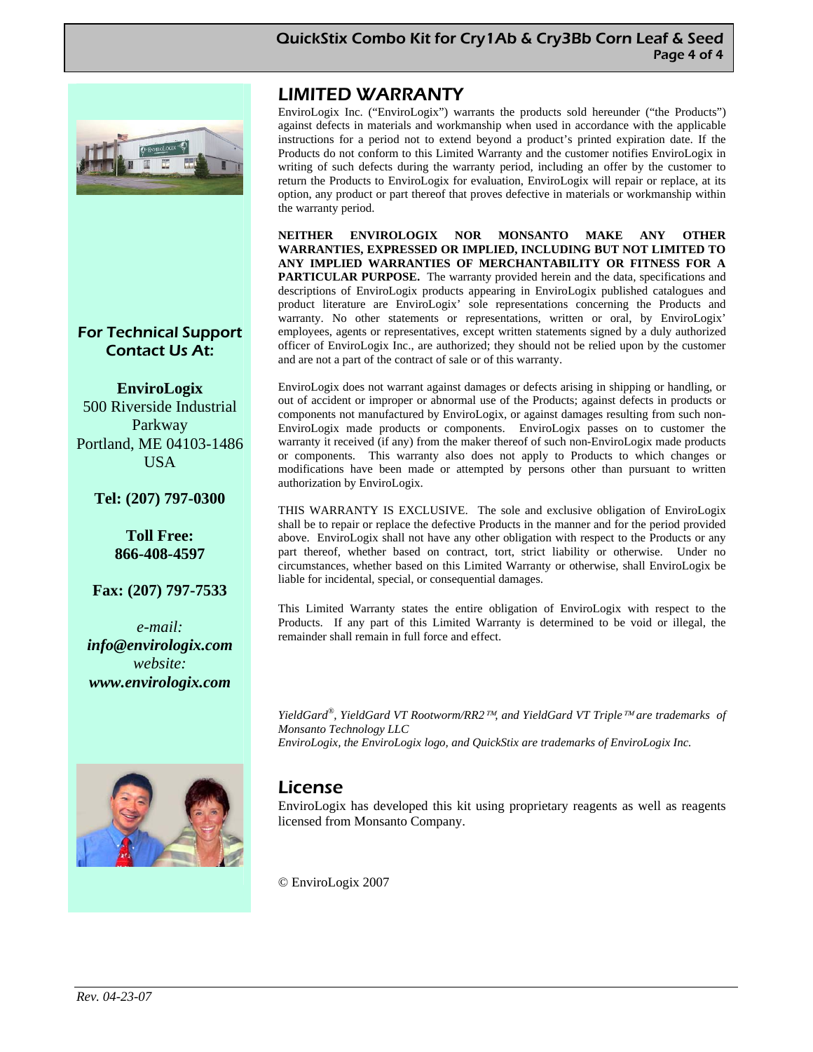# LIMITED WARRANTY

EnviroLogix Inc. ("EnviroLogix") warrants the products sold hereunder ("the Products") against defects in materials and workmanship when used in accordance with the applicable instructions for a period not to extend beyond a product's printed expiration date. If the Products do not conform to this Limited Warranty and the customer notifies EnviroLogix in writing of such defects during the warranty period, including an offer by the customer to return the Products to EnviroLogix for evaluation, EnviroLogix will repair or replace, at its option, any product or part thereof that proves defective in materials or workmanship within the warranty period.

**NEITHER ENVIROLOGIX NOR MONSANTO MAKE ANY OTHER WARRANTIES, EXPRESSED OR IMPLIED, INCLUDING BUT NOT LIMITED TO ANY IMPLIED WARRANTIES OF MERCHANTABILITY OR FITNESS FOR A PARTICULAR PURPOSE.** The warranty provided herein and the data, specifications and descriptions of EnviroLogix products appearing in EnviroLogix published catalogues and product literature are EnviroLogix' sole representations concerning the Products and warranty. No other statements or representations, written or oral, by EnviroLogix' employees, agents or representatives, except written statements signed by a duly authorized officer of EnviroLogix Inc., are authorized; they should not be relied upon by the customer and are not a part of the contract of sale or of this warranty.

EnviroLogix does not warrant against damages or defects arising in shipping or handling, or out of accident or improper or abnormal use of the Products; against defects in products or components not manufactured by EnviroLogix, or against damages resulting from such non-EnviroLogix made products or components. EnviroLogix passes on to customer the warranty it received (if any) from the maker thereof of such non-EnviroLogix made products or components. This warranty also does not apply to Products to which changes or modifications have been made or attempted by persons other than pursuant to written authorization by EnviroLogix.

THIS WARRANTY IS EXCLUSIVE. The sole and exclusive obligation of EnviroLogix shall be to repair or replace the defective Products in the manner and for the period provided above. EnviroLogix shall not have any other obligation with respect to the Products or any part thereof, whether based on contract, tort, strict liability or otherwise. Under no circumstances, whether based on this Limited Warranty or otherwise, shall EnviroLogix be liable for incidental, special, or consequential damages.

This Limited Warranty states the entire obligation of EnviroLogix with respect to the Products. If any part of this Limited Warranty is determined to be void or illegal, the remainder shall remain in full force and effect.

*YieldGard®, YieldGard VT Rootworm/RR2™, and YieldGard VT Triple™ are trademarks of Monsanto Technology LLC*
*EnviroLogix, the EnviroLogix logo, and QuickStix are trademarks of EnviroLogix Inc.*

# License

EnviroLogix has developed this kit using proprietary reagents as well as reagents licensed from Monsanto Company.

© EnviroLogix 2007

## For Technical Support Contact Us At:

**EnviroLogix**
500 Riverside Industrial Parkway
Portland, ME 04103-1486
USA

**Tel: (207) 797-0300**

**Toll Free: 866-408-4597**

**Fax: (207) 797-7533**

*e-mail:* ***info@envirologix.com***
*website:* ***www.envirologix.com***

*Rev. 04-23-07*